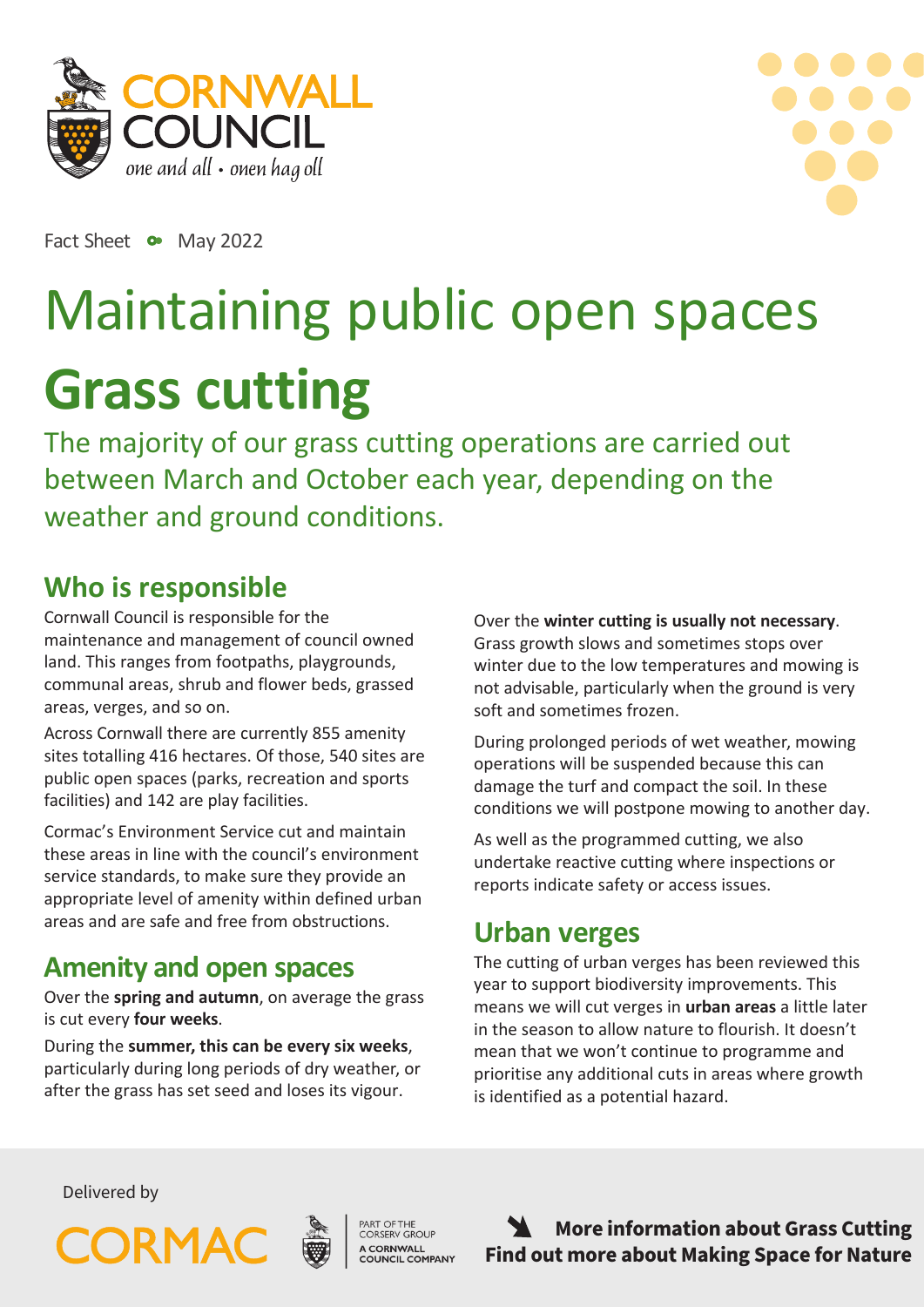Cornwall Council

one and all • onen hag oll

Fact Sheet • May 2022

# Maintaining public open spaces

# Grass cutting

The majority of our grass cutting operations are carried out between March and October each year, depending on the weather and ground conditions.

## Who is responsible

Cornwall Council is responsible for the maintenance and management of council owned land. This ranges from footpaths, playgrounds, communal areas, shrub and flower beds, grassed areas, verges, and so on.

Across Cornwall there are currently 855 amenity sites totalling 416 hectares. Of those, 540 sites are public open spaces (parks, recreation and sports facilities) and 142 are play facilities.

Cormac's Environment Service cut and maintain these areas in line with the council's environment service standards, to make sure they provide an appropriate level of amenity within defined urban areas and are safe and free from obstructions.

## Amenity and open spaces

Over the **spring and autumn**, on average the grass is cut every **four weeks**.

During the **summer, this can be every six weeks**, particularly during long periods of dry weather, or after the grass has set seed and loses its vigour.

Over the **winter cutting is usually not necessary**. Grass growth slows and sometimes stops over winter due to the low temperatures and mowing is not advisable, particularly when the ground is very soft and sometimes frozen.

During prolonged periods of wet weather, mowing operations will be suspended because this can damage the turf and compact the soil. In these conditions we will postpone mowing to another day.

As well as the programmed cutting, we also undertake reactive cutting where inspections or reports indicate safety or access issues.

## Urban verges

The cutting of urban verges has been reviewed this year to support biodiversity improvements. This means we will cut verges in **urban areas** a little later in the season to allow nature to flourish. It doesn't mean that we won't continue to programme and prioritise any additional cuts in areas where growth is identified as a potential hazard.

Delivered by CORMAC

Part of the Corserv Group – A Cornwall Council Company

**More information about Grass Cutting**

**Find out more about Making Space for Nature**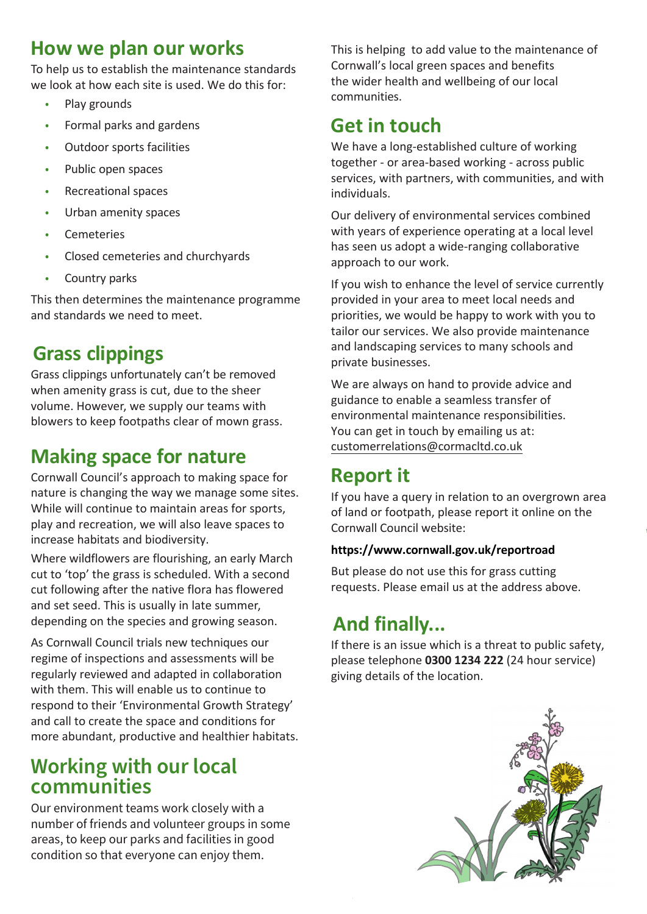## How we plan our works

To help us to establish the maintenance standards we look at how each site is used. We do this for:

- Play grounds
- Formal parks and gardens
- Outdoor sports facilities
- Public open spaces
- Recreational spaces
- Urban amenity spaces
- Cemeteries
- Closed cemeteries and churchyards
- Country parks

This then determines the maintenance programme and standards we need to meet.

## Grass clippings

Grass clippings unfortunately can't be removed when amenity grass is cut, due to the sheer volume. However, we supply our teams with blowers to keep footpaths clear of mown grass.

## Making space for nature

Cornwall Council's approach to making space for nature is changing the way we manage some sites. While will continue to maintain areas for sports, play and recreation, we will also leave spaces to increase habitats and biodiversity.

Where wildflowers are flourishing, an early March cut to 'top' the grass is scheduled. With a second cut following after the native flora has flowered and set seed. This is usually in late summer, depending on the species and growing season.

As Cornwall Council trials new techniques our regime of inspections and assessments will be regularly reviewed and adapted in collaboration with them. This will enable us to continue to respond to their 'Environmental Growth Strategy' and call to create the space and conditions for more abundant, productive and healthier habitats.

## Working with our local communities

Our environment teams work closely with a number of friends and volunteer groups in some areas, to keep our parks and facilities in good condition so that everyone can enjoy them.

This is helping to add value to the maintenance of Cornwall's local green spaces and benefits the wider health and wellbeing of our local communities.

## Get in touch

We have a long-established culture of working together - or area-based working - across public services, with partners, with communities, and with individuals.

Our delivery of environmental services combined with years of experience operating at a local level has seen us adopt a wide-ranging collaborative approach to our work.

If you wish to enhance the level of service currently provided in your area to meet local needs and priorities, we would be happy to work with you to tailor our services. We also provide maintenance and landscaping services to many schools and private businesses.

We are always on hand to provide advice and guidance to enable a seamless transfer of environmental maintenance responsibilities. You can get in touch by emailing us at: customerrelations@cormacltd.co.uk

## Report it

If you have a query in relation to an overgrown area of land or footpath, please report it online on the Cornwall Council website:

**https://www.cornwall.gov.uk/reportroad**

But please do not use this for grass cutting requests. Please email us at the address above.

## And finally...

If there is an issue which is a threat to public safety, please telephone **0300 1234 222** (24 hour service) giving details of the location.